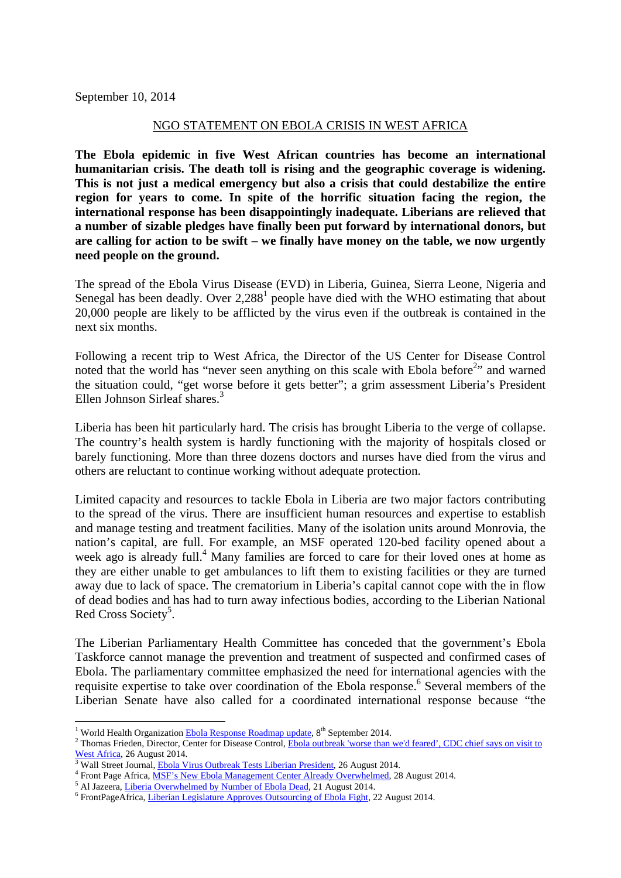September 10, 2014

NGO STATEMENT ON EBOLA CRISIS IN WEST AFRICA

**The Ebola epidemic in five West African countries has become an international humanitarian crisis. The death toll is rising and the geographic coverage is widening. This is not just a medical emergency but also a crisis that could destabilize the entire region for years to come. In spite of the horrific situation facing the region, the international response has been disappointingly inadequate. Liberians are relieved that a number of sizable pledges have finally been put forward by international donors, but are calling for action to be swift – we finally have money on the table, we now urgently need people on the ground.**

The spread of the Ebola Virus Disease (EVD) in Liberia, Guinea, Sierra Leone, Nigeria and Senegal has been deadly. Over 2,288[1] people have died with the WHO estimating that about 20,000 people are likely to be afflicted by the virus even if the outbreak is contained in the next six months.

Following a recent trip to West Africa, the Director of the US Center for Disease Control noted that the world has "never seen anything on this scale with Ebola before[2]" and warned the situation could, "get worse before it gets better"; a grim assessment Liberia's President Ellen Johnson Sirleaf shares.[3]

Liberia has been hit particularly hard. The crisis has brought Liberia to the verge of collapse. The country's health system is hardly functioning with the majority of hospitals closed or barely functioning. More than three dozens doctors and nurses have died from the virus and others are reluctant to continue working without adequate protection.

Limited capacity and resources to tackle Ebola in Liberia are two major factors contributing to the spread of the virus. There are insufficient human resources and expertise to establish and manage testing and treatment facilities. Many of the isolation units around Monrovia, the nation's capital, are full. For example, an MSF operated 120-bed facility opened about a week ago is already full.[4] Many families are forced to care for their loved ones at home as they are either unable to get ambulances to lift them to existing facilities or they are turned away due to lack of space. The crematorium in Liberia's capital cannot cope with the in flow of dead bodies and has had to turn away infectious bodies, according to the Liberian National Red Cross Society[5].

The Liberian Parliamentary Health Committee has conceded that the government's Ebola Taskforce cannot manage the prevention and treatment of suspected and confirmed cases of Ebola. The parliamentary committee emphasized the need for international agencies with the requisite expertise to take over coordination of the Ebola response.[6] Several members of the Liberian Senate have also called for a coordinated international response because "the

---

[1] World Health Organization Ebola Response Roadmap update, 8th September 2014.

[2] Thomas Frieden, Director, Center for Disease Control, Ebola outbreak 'worse than we'd feared', CDC chief says on visit to West Africa, 26 August 2014.

[3] Wall Street Journal, Ebola Virus Outbreak Tests Liberian President, 26 August 2014.

[4] Front Page Africa, MSF's New Ebola Management Center Already Overwhelmed, 28 August 2014.

[5] Al Jazeera, Liberia Overwhelmed by Number of Ebola Dead, 21 August 2014.

[6] FrontPageAfrica, Liberian Legislature Approves Outsourcing of Ebola Fight, 22 August 2014.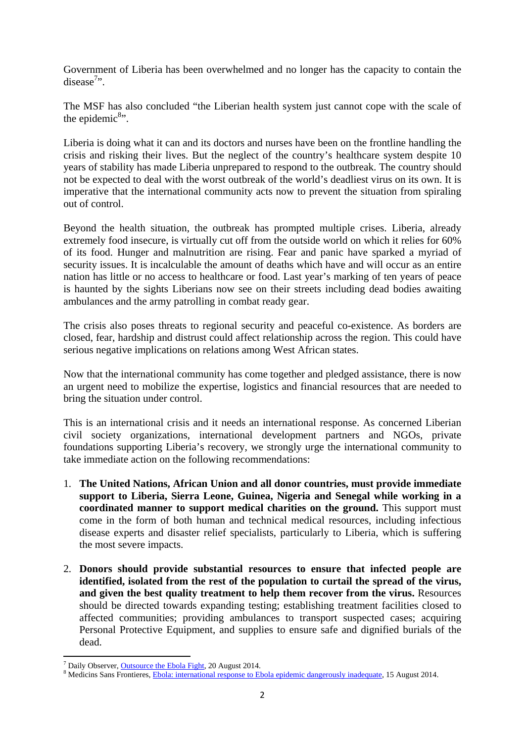Government of Liberia has been overwhelmed and no longer has the capacity to contain the disease[7]".

The MSF has also concluded "the Liberian health system just cannot cope with the scale of the epidemic[8]".

Liberia is doing what it can and its doctors and nurses have been on the frontline handling the crisis and risking their lives. But the neglect of the country's healthcare system despite 10 years of stability has made Liberia unprepared to respond to the outbreak. The country should not be expected to deal with the worst outbreak of the world's deadliest virus on its own. It is imperative that the international community acts now to prevent the situation from spiraling out of control.

Beyond the health situation, the outbreak has prompted multiple crises. Liberia, already extremely food insecure, is virtually cut off from the outside world on which it relies for 60% of its food. Hunger and malnutrition are rising. Fear and panic have sparked a myriad of security issues. It is incalculable the amount of deaths which have and will occur as an entire nation has little or no access to healthcare or food. Last year's marking of ten years of peace is haunted by the sights Liberians now see on their streets including dead bodies awaiting ambulances and the army patrolling in combat ready gear.

The crisis also poses threats to regional security and peaceful co-existence. As borders are closed, fear, hardship and distrust could affect relationship across the region. This could have serious negative implications on relations among West African states.

Now that the international community has come together and pledged assistance, there is now an urgent need to mobilize the expertise, logistics and financial resources that are needed to bring the situation under control.

This is an international crisis and it needs an international response. As concerned Liberian civil society organizations, international development partners and NGOs, private foundations supporting Liberia's recovery, we strongly urge the international community to take immediate action on the following recommendations:

1. **The United Nations, African Union and all donor countries, must provide immediate support to Liberia, Sierra Leone, Guinea, Nigeria and Senegal while working in a coordinated manner to support medical charities on the ground.** This support must come in the form of both human and technical medical resources, including infectious disease experts and disaster relief specialists, particularly to Liberia, which is suffering the most severe impacts.

2. **Donors should provide substantial resources to ensure that infected people are identified, isolated from the rest of the population to curtail the spread of the virus, and given the best quality treatment to help them recover from the virus.** Resources should be directed towards expanding testing; establishing treatment facilities closed to affected communities; providing ambulances to transport suspected cases; acquiring Personal Protective Equipment, and supplies to ensure safe and dignified burials of the dead.

---

[7] Daily Observer, Outsource the Ebola Fight, 20 August 2014.

[8] Medicins Sans Frontieres, Ebola: international response to Ebola epidemic dangerously inadequate, 15 August 2014.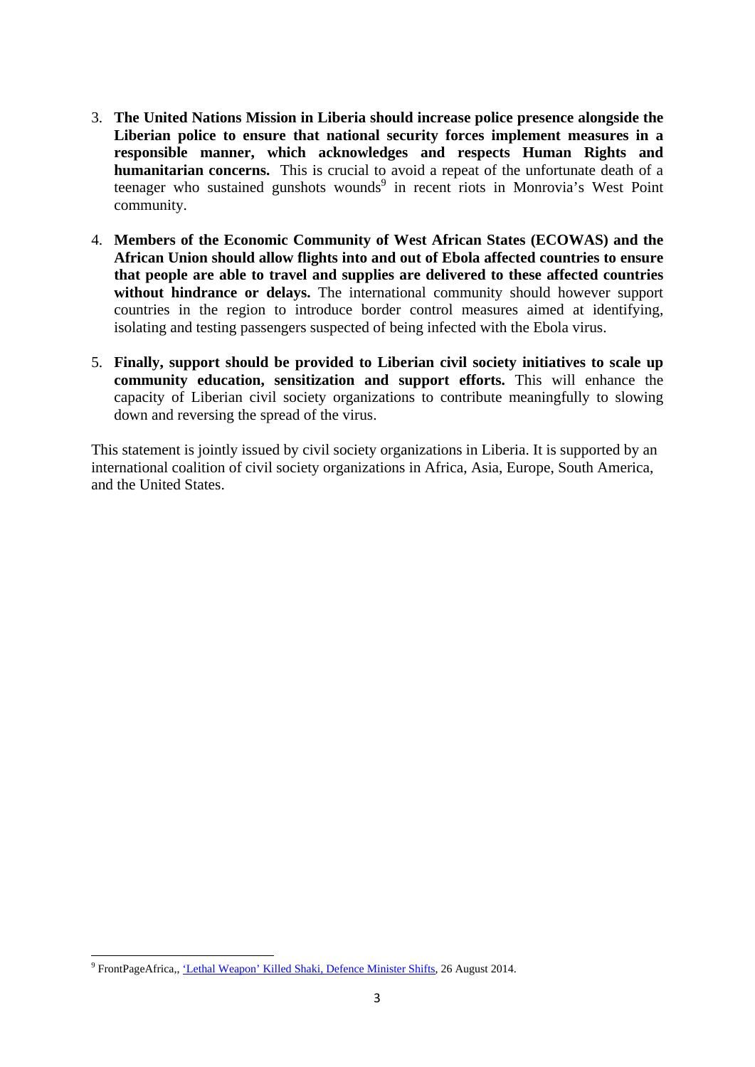3. **The United Nations Mission in Liberia should increase police presence alongside the Liberian police to ensure that national security forces implement measures in a responsible manner, which acknowledges and respects Human Rights and humanitarian concerns.** This is crucial to avoid a repeat of the unfortunate death of a teenager who sustained gunshots wounds[9] in recent riots in Monrovia's West Point community.

4. **Members of the Economic Community of West African States (ECOWAS) and the African Union should allow flights into and out of Ebola affected countries to ensure that people are able to travel and supplies are delivered to these affected countries without hindrance or delays.** The international community should however support countries in the region to introduce border control measures aimed at identifying, isolating and testing passengers suspected of being infected with the Ebola virus.

5. **Finally, support should be provided to Liberian civil society initiatives to scale up community education, sensitization and support efforts.** This will enhance the capacity of Liberian civil society organizations to contribute meaningfully to slowing down and reversing the spread of the virus.

This statement is jointly issued by civil society organizations in Liberia. It is supported by an international coalition of civil society organizations in Africa, Asia, Europe, South America, and the United States.

---

[9] FrontPageAfrica,, 'Lethal Weapon' Killed Shaki, Defence Minister Shifts, 26 August 2014.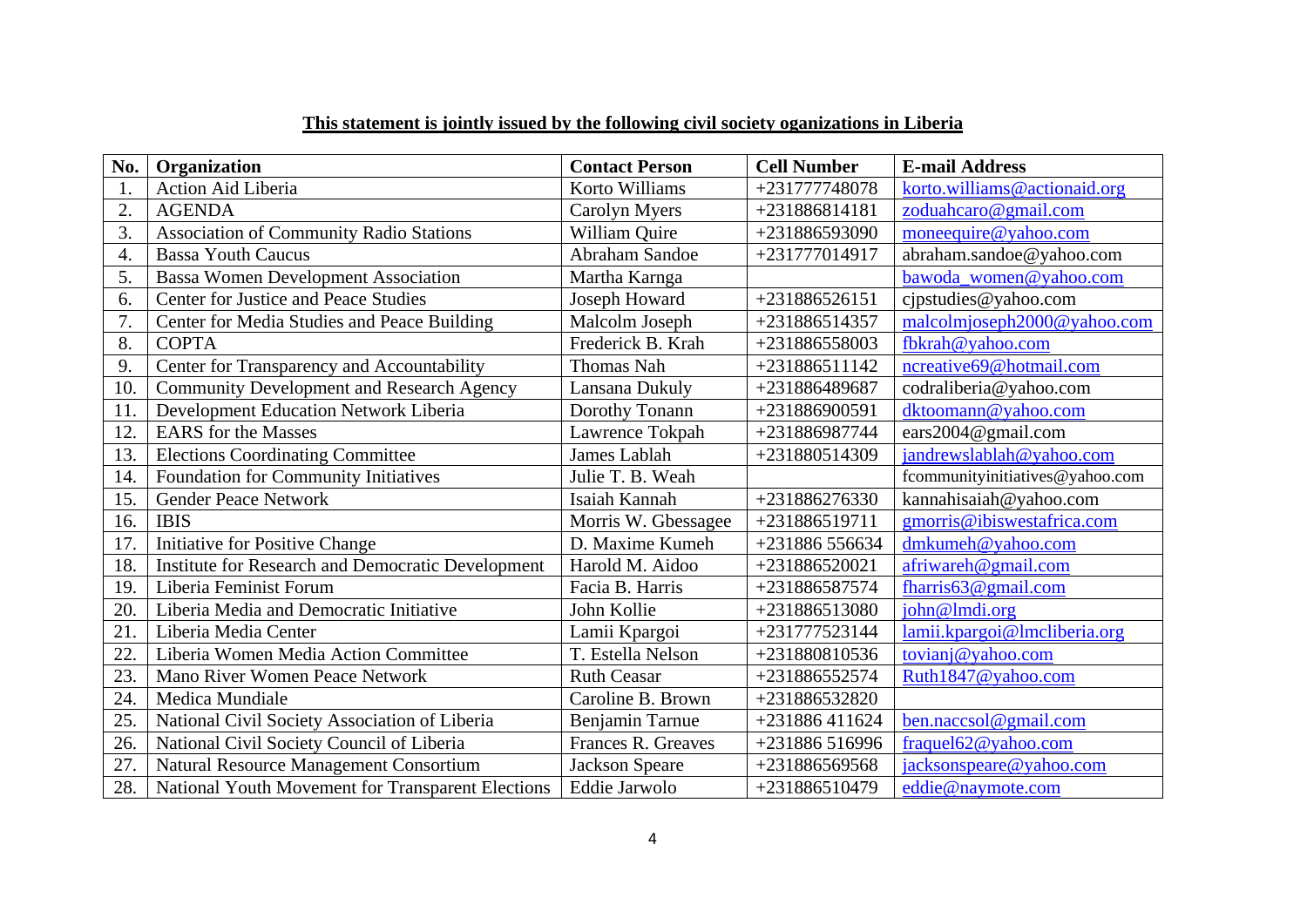**This statement is jointly issued by the following civil society oganizations in Liberia**

| No. | Organization | Contact Person | Cell Number | E-mail Address |
|---|---|---|---|---|
| 1. | Action Aid Liberia | Korto Williams | +231777748078 | korto.williams@actionaid.org |
| 2. | AGENDA | Carolyn Myers | +231886814181 | zoduahcaro@gmail.com |
| 3. | Association of Community Radio Stations | William Quire | +231886593090 | moneequire@yahoo.com |
| 4. | Bassa Youth Caucus | Abraham Sandoe | +231777014917 | abraham.sandoe@yahoo.com |
| 5. | Bassa Women Development Association | Martha Karnga | | bawoda_women@yahoo.com |
| 6. | Center for Justice and Peace Studies | Joseph Howard | +231886526151 | cjpstudies@yahoo.com |
| 7. | Center for Media Studies and Peace Building | Malcolm Joseph | +231886514357 | malcolmjoseph2000@yahoo.com |
| 8. | COPTA | Frederick B. Krah | +231886558003 | fbkrah@yahoo.com |
| 9. | Center for Transparency and Accountability | Thomas Nah | +231886511142 | ncreative69@hotmail.com |
| 10. | Community Development and Research Agency | Lansana Dukuly | +231886489687 | codraliberia@yahoo.com |
| 11. | Development Education Network Liberia | Dorothy Tonann | +231886900591 | dktoomann@yahoo.com |
| 12. | EARS for the Masses | Lawrence Tokpah | +231886987744 | ears2004@gmail.com |
| 13. | Elections Coordinating Committee | James Lablah | +231880514309 | jandrewslablah@yahoo.com |
| 14. | Foundation for Community Initiatives | Julie T. B. Weah | | fcommunityinitiatives@yahoo.com |
| 15. | Gender Peace Network | Isaiah Kannah | +231886276330 | kannahisaiah@yahoo.com |
| 16. | IBIS | Morris W. Gbessagee | +231886519711 | gmorris@ibiswestafrica.com |
| 17. | Initiative for Positive Change | D. Maxime Kumeh | +231886 556634 | dmkumeh@yahoo.com |
| 18. | Institute for Research and Democratic Development | Harold M. Aidoo | +231886520021 | afriwareh@gmail.com |
| 19. | Liberia Feminist Forum | Facia B. Harris | +231886587574 | fharris63@gmail.com |
| 20. | Liberia Media and Democratic Initiative | John Kollie | +231886513080 | john@lmdi.org |
| 21. | Liberia Media Center | Lamii Kpargoi | +231777523144 | lamii.kpargoi@lmcliberia.org |
| 22. | Liberia Women Media Action Committee | T. Estella Nelson | +231880810536 | tovianj@yahoo.com |
| 23. | Mano River Women Peace Network | Ruth Ceasar | +231886552574 | Ruth1847@yahoo.com |
| 24. | Medica Mundiale | Caroline B. Brown | +231886532820 | |
| 25. | National Civil Society Association of Liberia | Benjamin Tarnue | +231886 411624 | ben.naccsol@gmail.com |
| 26. | National Civil Society Council of Liberia | Frances R. Greaves | +231886 516996 | fraquel62@yahoo.com |
| 27. | Natural Resource Management Consortium | Jackson Speare | +231886569568 | jacksonspeare@yahoo.com |
| 28. | National Youth Movement for Transparent Elections | Eddie Jarwolo | +231886510479 | eddie@naymote.com |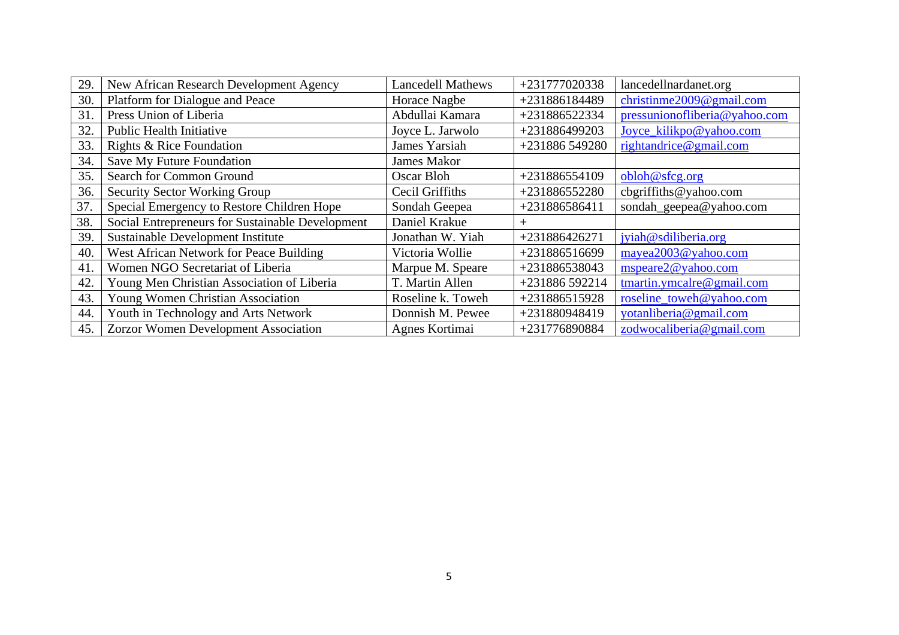| 29. | New African Research Development Agency | Lancedell Mathews | +231777020338 | lancedellnardanet.org |
|---|---|---|---|---|
| 30. | Platform for Dialogue and Peace | Horace Nagbe | +231886184489 | christinme2009@gmail.com |
| 31. | Press Union of Liberia | Abdullai Kamara | +231886522334 | pressunionofliberia@yahoo.com |
| 32. | Public Health Initiative | Joyce L. Jarwolo | +231886499203 | Joyce_kilikpo@yahoo.com |
| 33. | Rights & Rice Foundation | James Yarsiah | +231886 549280 | rightandrice@gmail.com |
| 34. | Save My Future Foundation | James Makor | | |
| 35. | Search for Common Ground | Oscar Bloh | +231886554109 | obloh@sfcg.org |
| 36. | Security Sector Working Group | Cecil Griffiths | +231886552280 | cbgriffiths@yahoo.com |
| 37. | Special Emergency to Restore Children Hope | Sondah Geepea | +231886586411 | sondah_geepea@yahoo.com |
| 38. | Social Entrepreneurs for Sustainable Development | Daniel Krakue | + | |
| 39. | Sustainable Development Institute | Jonathan W. Yiah | +231886426271 | jyiah@sdiliberia.org |
| 40. | West African Network for Peace Building | Victoria Wollie | +231886516699 | mayea2003@yahoo.com |
| 41. | Women NGO Secretariat of Liberia | Marpue M. Speare | +231886538043 | mspeare2@yahoo.com |
| 42. | Young Men Christian Association of Liberia | T. Martin Allen | +231886 592214 | tmartin.ymcalre@gmail.com |
| 43. | Young Women Christian Association | Roseline k. Toweh | +231886515928 | roseline_toweh@yahoo.com |
| 44. | Youth in Technology and Arts Network | Donnish M. Pewee | +231880948419 | yotanliberia@gmail.com |
| 45. | Zorzor Women Development Association | Agnes Kortimai | +231776890884 | zodwocaliberia@gmail.com |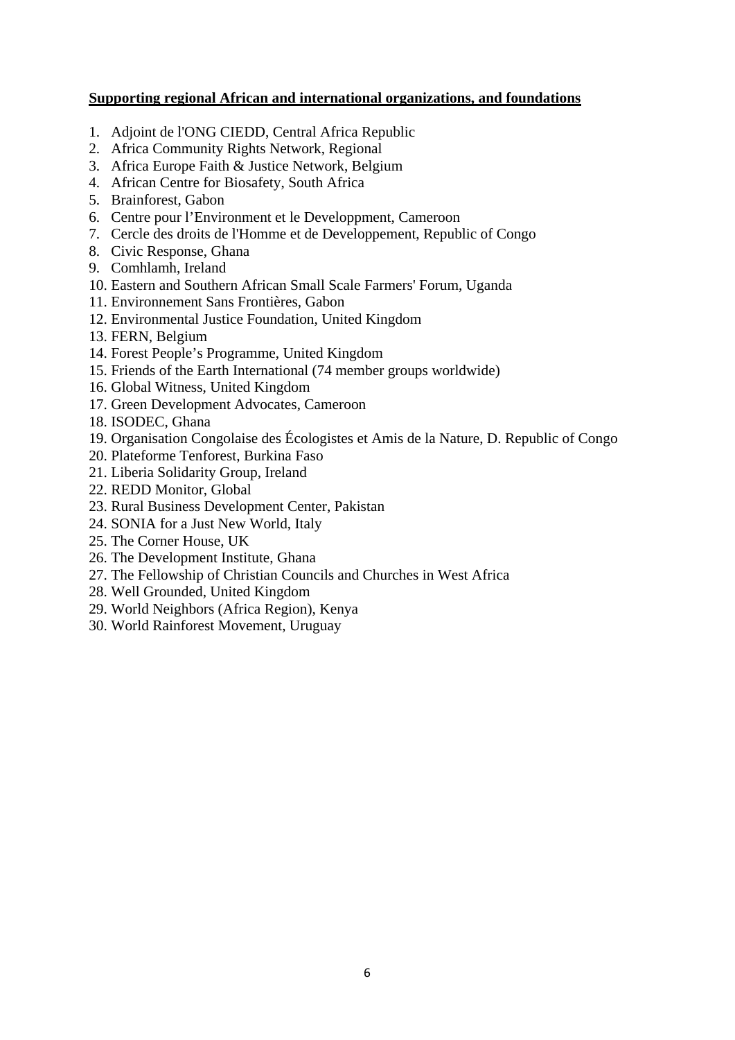**Supporting regional African and international organizations, and foundations**

1. Adjoint de l'ONG CIEDD, Central Africa Republic
2. Africa Community Rights Network, Regional
3. Africa Europe Faith & Justice Network, Belgium
4. African Centre for Biosafety, South Africa
5. Brainforest, Gabon
6. Centre pour l'Environment et le Developpment, Cameroon
7. Cercle des droits de l'Homme et de Developpement, Republic of Congo
8. Civic Response, Ghana
9. Comhlamh, Ireland
10. Eastern and Southern African Small Scale Farmers' Forum, Uganda
11. Environnement Sans Frontières, Gabon
12. Environmental Justice Foundation, United Kingdom
13. FERN, Belgium
14. Forest People's Programme, United Kingdom
15. Friends of the Earth International (74 member groups worldwide)
16. Global Witness, United Kingdom
17. Green Development Advocates, Cameroon
18. ISODEC, Ghana
19. Organisation Congolaise des Écologistes et Amis de la Nature, D. Republic of Congo
20. Plateforme Tenforest, Burkina Faso
21. Liberia Solidarity Group, Ireland
22. REDD Monitor, Global
23. Rural Business Development Center, Pakistan
24. SONIA for a Just New World, Italy
25. The Corner House, UK
26. The Development Institute, Ghana
27. The Fellowship of Christian Councils and Churches in West Africa
28. Well Grounded, United Kingdom
29. World Neighbors (Africa Region), Kenya
30. World Rainforest Movement, Uruguay